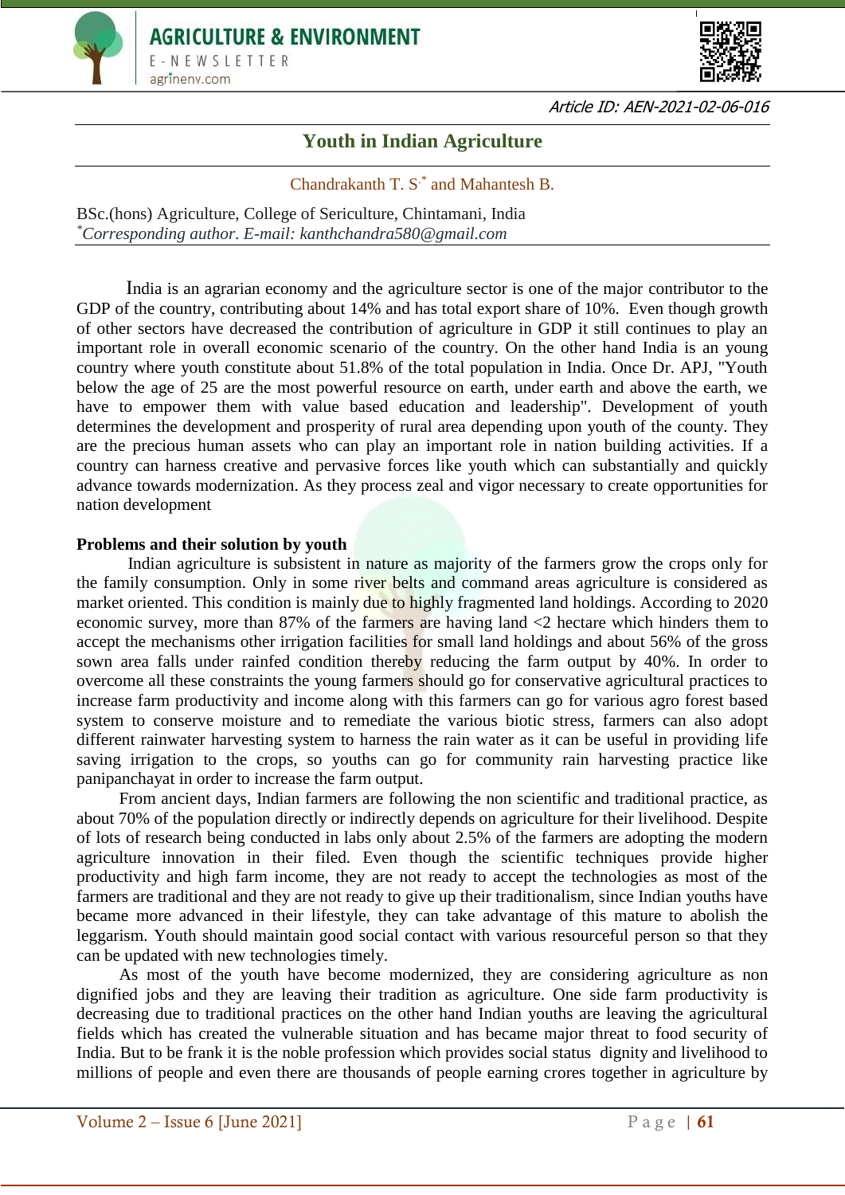Article ID: AEN-2021-02-06-016

# Youth in Indian Agriculture

Chandrakanth T. S.[*] and Mahantesh B.

BSc.(hons) Agriculture, College of Sericulture, Chintamani, India
[*]*Corresponding author. E-mail: kanthchandra580@gmail.com*

India is an agrarian economy and the agriculture sector is one of the major contributor to the GDP of the country, contributing about 14% and has total export share of 10%. Even though growth of other sectors have decreased the contribution of agriculture in GDP it still continues to play an important role in overall economic scenario of the country. On the other hand India is an young country where youth constitute about 51.8% of the total population in India. Once Dr. APJ, "Youth below the age of 25 are the most powerful resource on earth, under earth and above the earth, we have to empower them with value based education and leadership". Development of youth determines the development and prosperity of rural area depending upon youth of the county. They are the precious human assets who can play an important role in nation building activities. If a country can harness creative and pervasive forces like youth which can substantially and quickly advance towards modernization. As they process zeal and vigor necessary to create opportunities for nation development

**Problems and their solution by youth**

Indian agriculture is subsistent in nature as majority of the farmers grow the crops only for the family consumption. Only in some river belts and command areas agriculture is considered as market oriented. This condition is mainly due to highly fragmented land holdings. According to 2020 economic survey, more than 87% of the farmers are having land <2 hectare which hinders them to accept the mechanisms other irrigation facilities for small land holdings and about 56% of the gross sown area falls under rainfed condition thereby reducing the farm output by 40%. In order to overcome all these constraints the young farmers should go for conservative agricultural practices to increase farm productivity and income along with this farmers can go for various agro forest based system to conserve moisture and to remediate the various biotic stress, farmers can also adopt different rainwater harvesting system to harness the rain water as it can be useful in providing life saving irrigation to the crops, so youths can go for community rain harvesting practice like panipanchayat in order to increase the farm output.

From ancient days, Indian farmers are following the non scientific and traditional practice, as about 70% of the population directly or indirectly depends on agriculture for their livelihood. Despite of lots of research being conducted in labs only about 2.5% of the farmers are adopting the modern agriculture innovation in their filed. Even though the scientific techniques provide higher productivity and high farm income, they are not ready to accept the technologies as most of the farmers are traditional and they are not ready to give up their traditionalism, since Indian youths have became more advanced in their lifestyle, they can take advantage of this mature to abolish the leggarism. Youth should maintain good social contact with various resourceful person so that they can be updated with new technologies timely.

As most of the youth have become modernized, they are considering agriculture as non dignified jobs and they are leaving their tradition as agriculture. One side farm productivity is decreasing due to traditional practices on the other hand Indian youths are leaving the agricultural fields which has created the vulnerable situation and has became major threat to food security of India. But to be frank it is the noble profession which provides social status dignity and livelihood to millions of people and even there are thousands of people earning crores together in agriculture by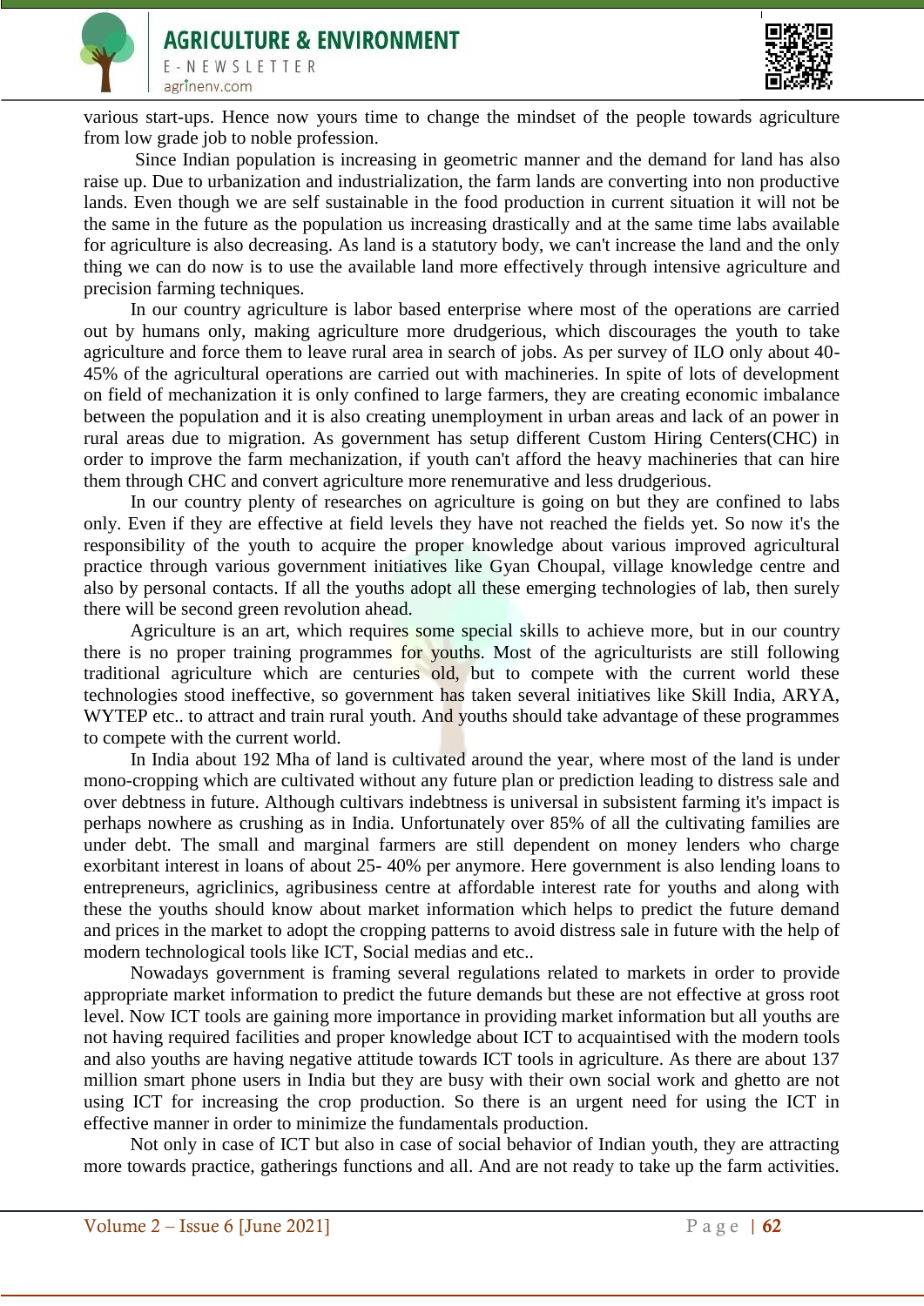various start-ups. Hence now yours time to change the mindset of the people towards agriculture from low grade job to noble profession.

Since Indian population is increasing in geometric manner and the demand for land has also raise up. Due to urbanization and industrialization, the farm lands are converting into non productive lands. Even though we are self sustainable in the food production in current situation it will not be the same in the future as the population us increasing drastically and at the same time labs available for agriculture is also decreasing. As land is a statutory body, we can't increase the land and the only thing we can do now is to use the available land more effectively through intensive agriculture and precision farming techniques.

In our country agriculture is labor based enterprise where most of the operations are carried out by humans only, making agriculture more drudgerious, which discourages the youth to take agriculture and force them to leave rural area in search of jobs. As per survey of ILO only about 40-45% of the agricultural operations are carried out with machineries. In spite of lots of development on field of mechanization it is only confined to large farmers, they are creating economic imbalance between the population and it is also creating unemployment in urban areas and lack of an power in rural areas due to migration. As government has setup different Custom Hiring Centers(CHC) in order to improve the farm mechanization, if youth can't afford the heavy machineries that can hire them through CHC and convert agriculture more renemurative and less drudgerious.

In our country plenty of researches on agriculture is going on but they are confined to labs only. Even if they are effective at field levels they have not reached the fields yet. So now it's the responsibility of the youth to acquire the proper knowledge about various improved agricultural practice through various government initiatives like Gyan Choupal, village knowledge centre and also by personal contacts. If all the youths adopt all these emerging technologies of lab, then surely there will be second green revolution ahead.

Agriculture is an art, which requires some special skills to achieve more, but in our country there is no proper training programmes for youths. Most of the agriculturists are still following traditional agriculture which are centuries old, but to compete with the current world these technologies stood ineffective, so government has taken several initiatives like Skill India, ARYA, WYTEP etc.. to attract and train rural youth. And youths should take advantage of these programmes to compete with the current world.

In India about 192 Mha of land is cultivated around the year, where most of the land is under mono-cropping which are cultivated without any future plan or prediction leading to distress sale and over debtness in future. Although cultivars indebtness is universal in subsistent farming it's impact is perhaps nowhere as crushing as in India. Unfortunately over 85% of all the cultivating families are under debt. The small and marginal farmers are still dependent on money lenders who charge exorbitant interest in loans of about 25- 40% per anymore. Here government is also lending loans to entrepreneurs, agriclinics, agribusiness centre at affordable interest rate for youths and along with these the youths should know about market information which helps to predict the future demand and prices in the market to adopt the cropping patterns to avoid distress sale in future with the help of modern technological tools like ICT, Social medias and etc..

Nowadays government is framing several regulations related to markets in order to provide appropriate market information to predict the future demands but these are not effective at gross root level. Now ICT tools are gaining more importance in providing market information but all youths are not having required facilities and proper knowledge about ICT to acquaintised with the modern tools and also youths are having negative attitude towards ICT tools in agriculture. As there are about 137 million smart phone users in India but they are busy with their own social work and ghetto are not using ICT for increasing the crop production. So there is an urgent need for using the ICT in effective manner in order to minimize the fundamentals production.

Not only in case of ICT but also in case of social behavior of Indian youth, they are attracting more towards practice, gatherings functions and all. And are not ready to take up the farm activities.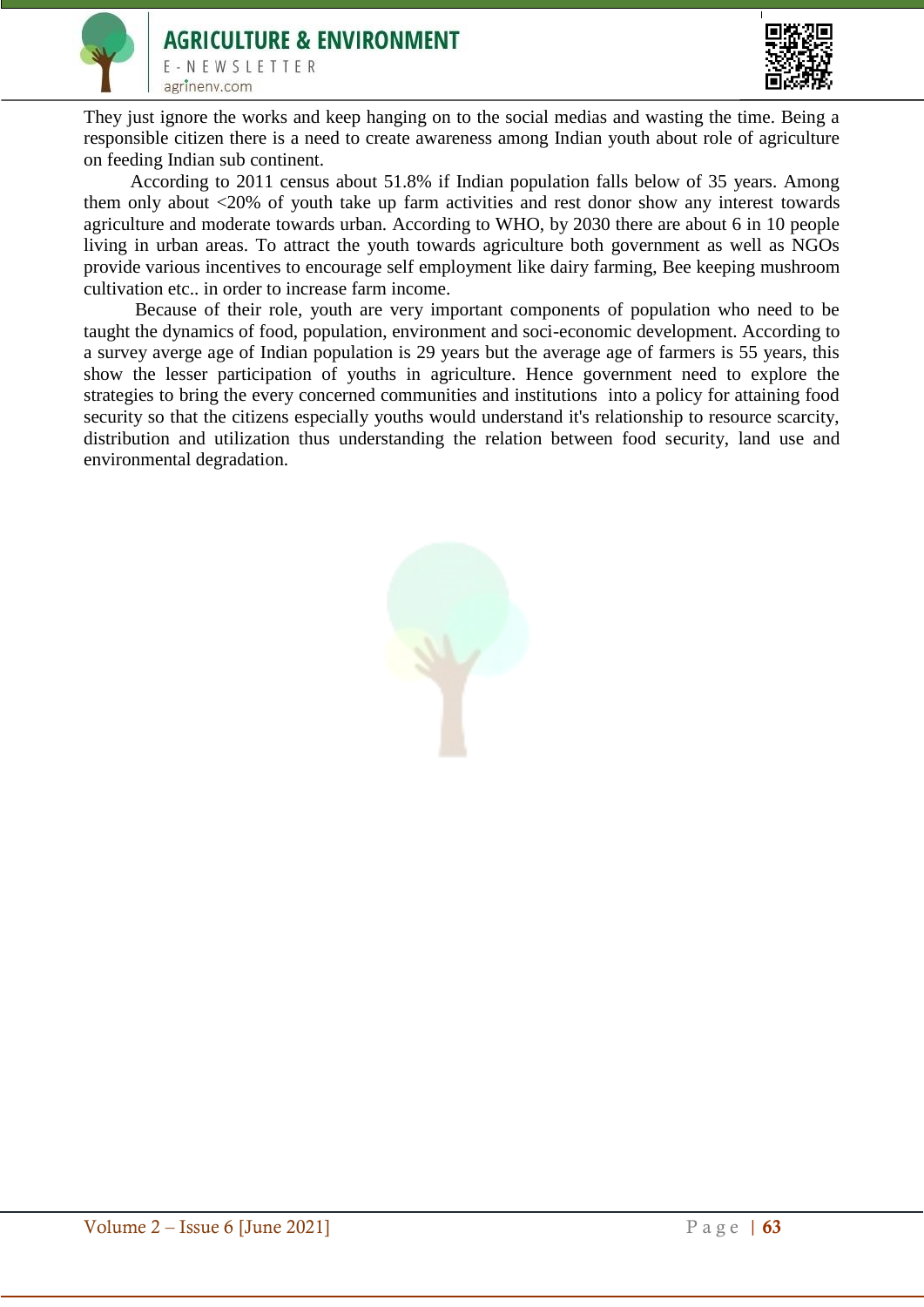They just ignore the works and keep hanging on to the social medias and wasting the time. Being a responsible citizen there is a need to create awareness among Indian youth about role of agriculture on feeding Indian sub continent.

According to 2011 census about 51.8% if Indian population falls below of 35 years. Among them only about <20% of youth take up farm activities and rest donor show any interest towards agriculture and moderate towards urban. According to WHO, by 2030 there are about 6 in 10 people living in urban areas. To attract the youth towards agriculture both government as well as NGOs provide various incentives to encourage self employment like dairy farming, Bee keeping mushroom cultivation etc.. in order to increase farm income.

Because of their role, youth are very important components of population who need to be taught the dynamics of food, population, environment and soci-economic development. According to a survey averge age of Indian population is 29 years but the average age of farmers is 55 years, this show the lesser participation of youths in agriculture. Hence government need to explore the strategies to bring the every concerned communities and institutions into a policy for attaining food security so that the citizens especially youths would understand it's relationship to resource scarcity, distribution and utilization thus understanding the relation between food security, land use and environmental degradation.